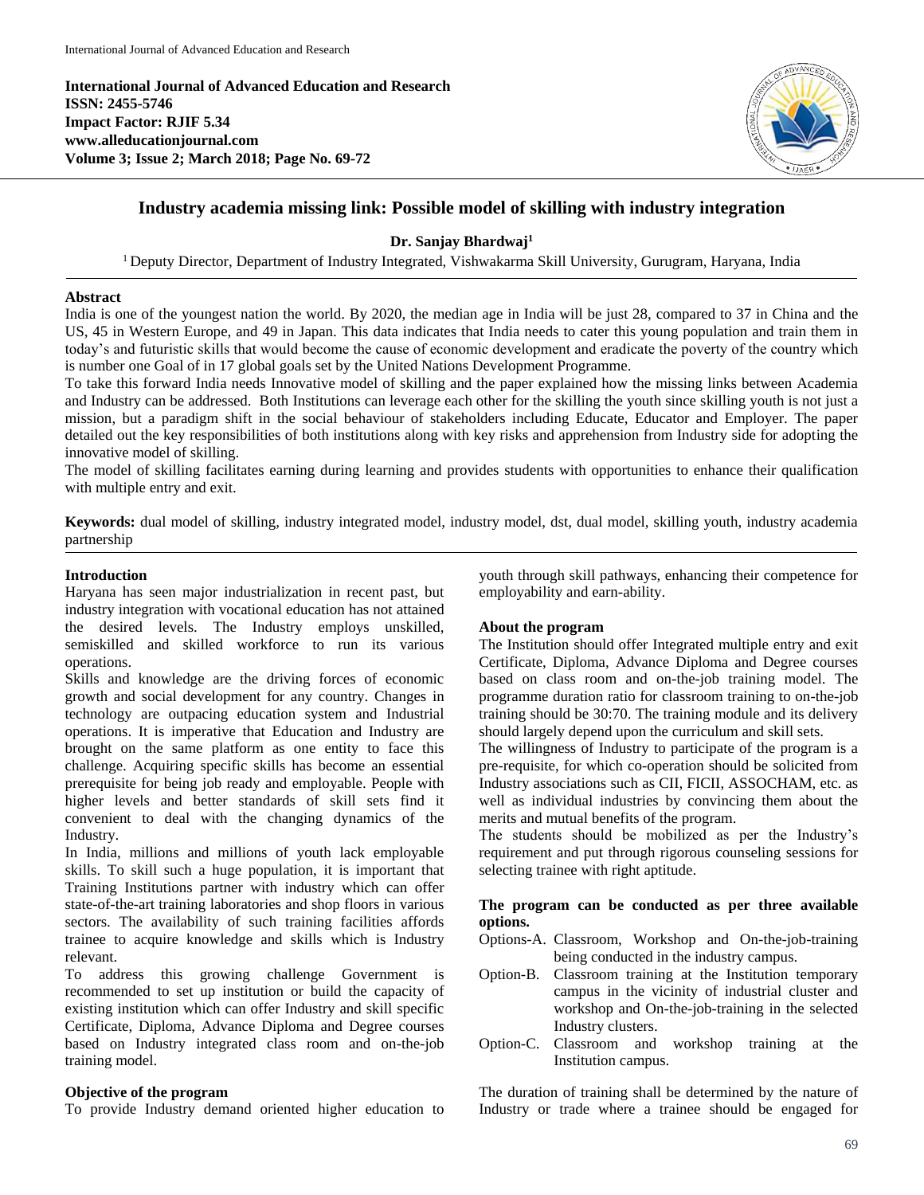# Industry academia missing link: Possible model of skilling with industry integration

**Dr. Sanjay Bhardwaj**[1]

[1] Deputy Director, Department of Industry Integrated, Vishwakarma Skill University, Gurugram, Haryana, India

## Abstract

India is one of the youngest nation the world. By 2020, the median age in India will be just 28, compared to 37 in China and the US, 45 in Western Europe, and 49 in Japan. This data indicates that India needs to cater this young population and train them in today's and futuristic skills that would become the cause of economic development and eradicate the poverty of the country which is number one Goal of in 17 global goals set by the United Nations Development Programme.

To take this forward India needs Innovative model of skilling and the paper explained how the missing links between Academia and Industry can be addressed. Both Institutions can leverage each other for the skilling the youth since skilling youth is not just a mission, but a paradigm shift in the social behaviour of stakeholders including Educate, Educator and Employer. The paper detailed out the key responsibilities of both institutions along with key risks and apprehension from Industry side for adopting the innovative model of skilling.

The model of skilling facilitates earning during learning and provides students with opportunities to enhance their qualification with multiple entry and exit.

**Keywords:** dual model of skilling, industry integrated model, industry model, dst, dual model, skilling youth, industry academia partnership

## Introduction

Haryana has seen major industrialization in recent past, but industry integration with vocational education has not attained the desired levels. The Industry employs unskilled, semiskilled and skilled workforce to run its various operations.

Skills and knowledge are the driving forces of economic growth and social development for any country. Changes in technology are outpacing education system and Industrial operations. It is imperative that Education and Industry are brought on the same platform as one entity to face this challenge. Acquiring specific skills has become an essential prerequisite for being job ready and employable. People with higher levels and better standards of skill sets find it convenient to deal with the changing dynamics of the Industry.

In India, millions and millions of youth lack employable skills. To skill such a huge population, it is important that Training Institutions partner with industry which can offer state-of-the-art training laboratories and shop floors in various sectors. The availability of such training facilities affords trainee to acquire knowledge and skills which is Industry relevant.

To address this growing challenge Government is recommended to set up institution or build the capacity of existing institution which can offer Industry and skill specific Certificate, Diploma, Advance Diploma and Degree courses based on Industry integrated class room and on-the-job training model.

## Objective of the program

To provide Industry demand oriented higher education to youth through skill pathways, enhancing their competence for employability and earn-ability.

## About the program

The Institution should offer Integrated multiple entry and exit Certificate, Diploma, Advance Diploma and Degree courses based on class room and on-the-job training model. The programme duration ratio for classroom training to on-the-job training should be 30:70. The training module and its delivery should largely depend upon the curriculum and skill sets.

The willingness of Industry to participate of the program is a pre-requisite, for which co-operation should be solicited from Industry associations such as CII, FICII, ASSOCHAM, etc. as well as individual industries by convincing them about the merits and mutual benefits of the program.

The students should be mobilized as per the Industry's requirement and put through rigorous counseling sessions for selecting trainee with right aptitude.

**The program can be conducted as per three available options.**

- Options-A. Classroom, Workshop and On-the-job-training being conducted in the industry campus.
- Option-B. Classroom training at the Institution temporary campus in the vicinity of industrial cluster and workshop and On-the-job-training in the selected Industry clusters.
- Option-C. Classroom and workshop training at the Institution campus.

The duration of training shall be determined by the nature of Industry or trade where a trainee should be engaged for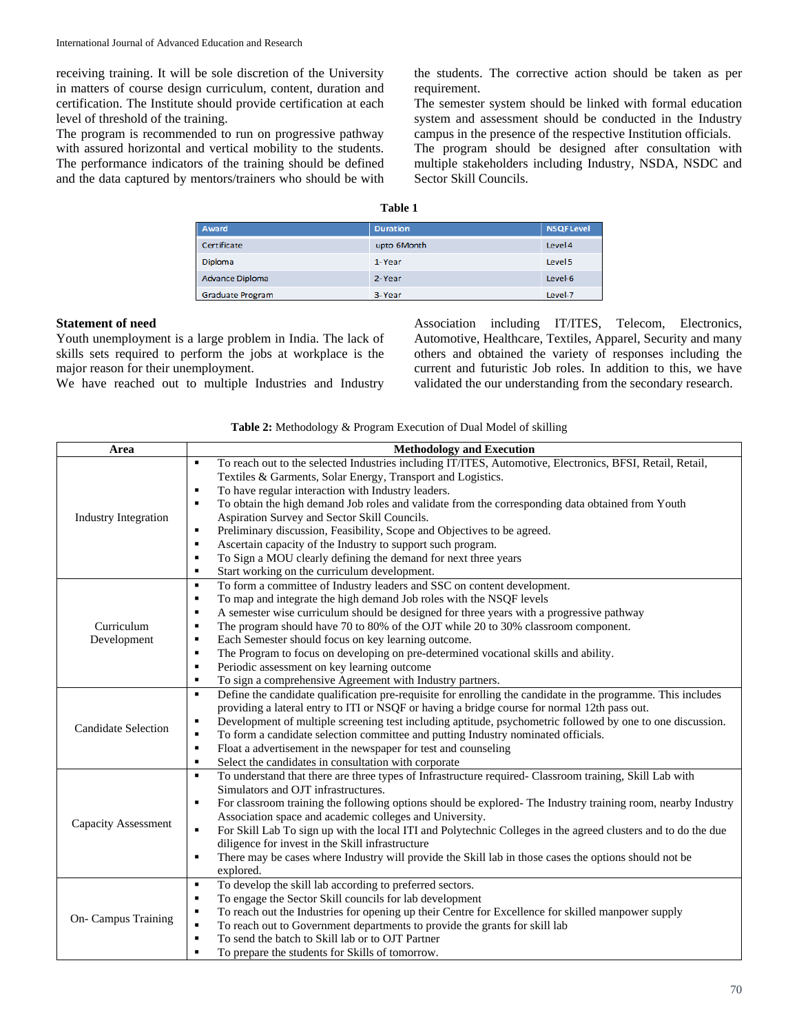receiving training. It will be sole discretion of the University in matters of course design curriculum, content, duration and certification. The Institute should provide certification at each level of threshold of the training.

The program is recommended to run on progressive pathway with assured horizontal and vertical mobility to the students. The performance indicators of the training should be defined and the data captured by mentors/trainers who should be with the students. The corrective action should be taken as per requirement.

The semester system should be linked with formal education system and assessment should be conducted in the Industry campus in the presence of the respective Institution officials.

The program should be designed after consultation with multiple stakeholders including Industry, NSDA, NSDC and Sector Skill Councils.

**Table 1**

| Award | Duration | NSQF Level |
|---|---|---|
| Certificate | upto 6Month | Level 4 |
| Diploma | 1-Year | Level 5 |
| Advance Diploma | 2-Year | Level-6 |
| Graduate Program | 3-Year | Level-7 |

### Statement of need

Youth unemployment is a large problem in India. The lack of skills sets required to perform the jobs at workplace is the major reason for their unemployment.

We have reached out to multiple Industries and Industry Association including IT/ITES, Telecom, Electronics, Automotive, Healthcare, Textiles, Apparel, Security and many others and obtained the variety of responses including the current and futuristic Job roles. In addition to this, we have validated the our understanding from the secondary research.

**Table 2:** Methodology & Program Execution of Dual Model of skilling

| Area | Methodology and Execution |
|---|---|
| Industry Integration | ▪ To reach out to the selected Industries including IT/ITES, Automotive, Electronics, BFSI, Retail, Retail, Textiles & Garments, Solar Energy, Transport and Logistics.<br>▪ To have regular interaction with Industry leaders.<br>▪ To obtain the high demand Job roles and validate from the corresponding data obtained from Youth Aspiration Survey and Sector Skill Councils.<br>▪ Preliminary discussion, Feasibility, Scope and Objectives to be agreed.<br>▪ Ascertain capacity of the Industry to support such program.<br>▪ To Sign a MOU clearly defining the demand for next three years<br>▪ Start working on the curriculum development. |
| Curriculum Development | ▪ To form a committee of Industry leaders and SSC on content development.<br>▪ To map and integrate the high demand Job roles with the NSQF levels<br>▪ A semester wise curriculum should be designed for three years with a progressive pathway<br>▪ The program should have 70 to 80% of the OJT while 20 to 30% classroom component.<br>▪ Each Semester should focus on key learning outcome.<br>▪ The Program to focus on developing on pre-determined vocational skills and ability.<br>▪ Periodic assessment on key learning outcome<br>▪ To sign a comprehensive Agreement with Industry partners. |
| Candidate Selection | ▪ Define the candidate qualification pre-requisite for enrolling the candidate in the programme. This includes providing a lateral entry to ITI or NSQF or having a bridge course for normal 12th pass out.<br>▪ Development of multiple screening test including aptitude, psychometric followed by one to one discussion.<br>▪ To form a candidate selection committee and putting Industry nominated officials.<br>▪ Float a advertisement in the newspaper for test and counseling<br>▪ Select the candidates in consultation with corporate |
| Capacity Assessment | ▪ To understand that there are three types of Infrastructure required- Classroom training, Skill Lab with Simulators and OJT infrastructures.<br>▪ For classroom training the following options should be explored- The Industry training room, nearby Industry Association space and academic colleges and University.<br>▪ For Skill Lab To sign up with the local ITI and Polytechnic Colleges in the agreed clusters and to do the due diligence for invest in the Skill infrastructure<br>▪ There may be cases where Industry will provide the Skill lab in those cases the options should not be explored. |
| On- Campus Training | ▪ To develop the skill lab according to preferred sectors.<br>▪ To engage the Sector Skill councils for lab development<br>▪ To reach out the Industries for opening up their Centre for Excellence for skilled manpower supply<br>▪ To reach out to Government departments to provide the grants for skill lab<br>▪ To send the batch to Skill lab or to OJT Partner<br>▪ To prepare the students for Skills of tomorrow. |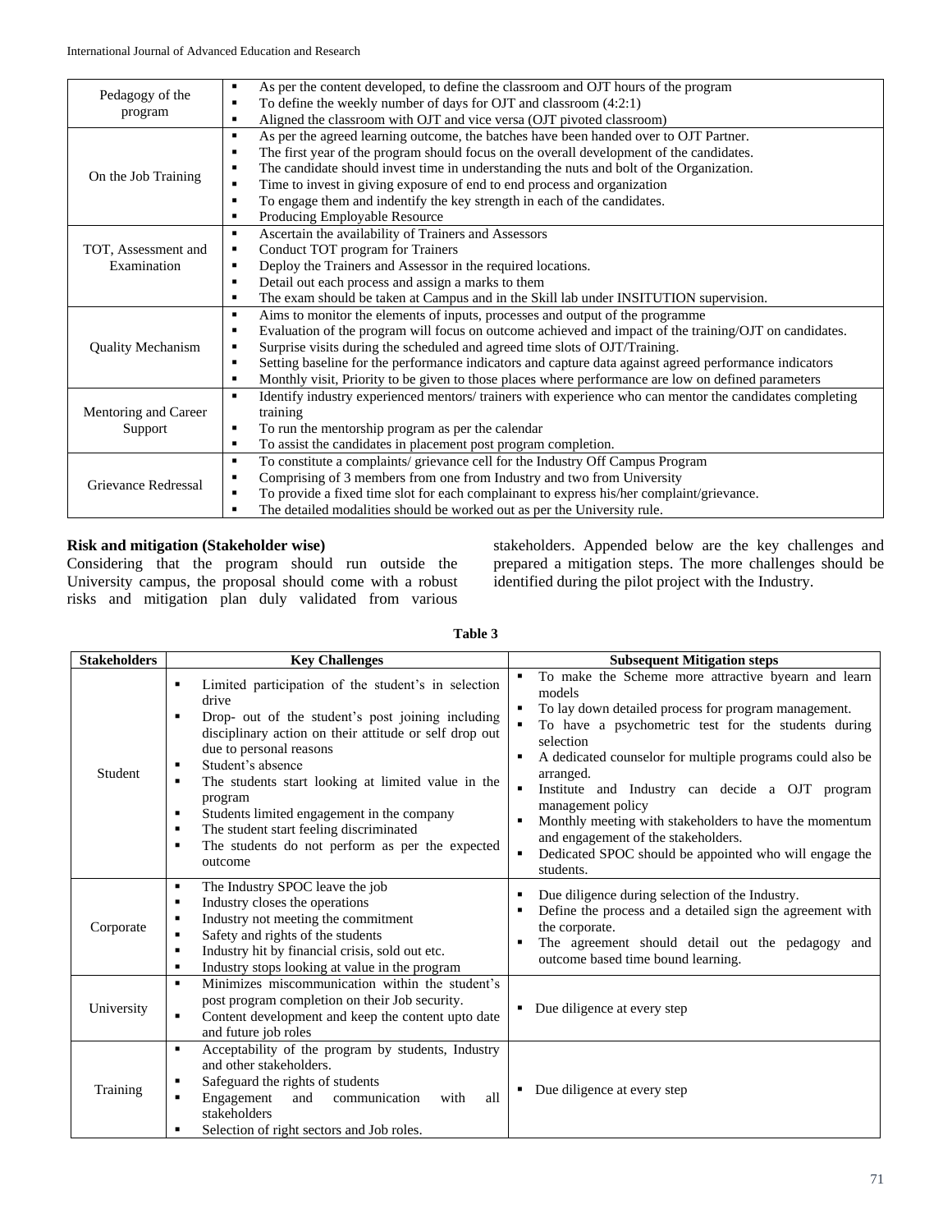| | |
|---|---|
| Pedagogy of the program | ▪ As per the content developed, to define the classroom and OJT hours of the program<br>▪ To define the weekly number of days for OJT and classroom (4:2:1)<br>▪ Aligned the classroom with OJT and vice versa (OJT pivoted classroom) |
| On the Job Training | ▪ As per the agreed learning outcome, the batches have been handed over to OJT Partner.<br>▪ The first year of the program should focus on the overall development of the candidates.<br>▪ The candidate should invest time in understanding the nuts and bolt of the Organization.<br>▪ Time to invest in giving exposure of end to end process and organization<br>▪ To engage them and indentify the key strength in each of the candidates.<br>▪ Producing Employable Resource |
| TOT, Assessment and Examination | ▪ Ascertain the availability of Trainers and Assessors<br>▪ Conduct TOT program for Trainers<br>▪ Deploy the Trainers and Assessor in the required locations.<br>▪ Detail out each process and assign a marks to them<br>▪ The exam should be taken at Campus and in the Skill lab under INSITUTION supervision. |
| Quality Mechanism | ▪ Aims to monitor the elements of inputs, processes and output of the programme<br>▪ Evaluation of the program will focus on outcome achieved and impact of the training/OJT on candidates.<br>▪ Surprise visits during the scheduled and agreed time slots of OJT/Training.<br>▪ Setting baseline for the performance indicators and capture data against agreed performance indicators<br>▪ Monthly visit, Priority to be given to those places where performance are low on defined parameters |
| Mentoring and Career Support | ▪ Identify industry experienced mentors/ trainers with experience who can mentor the candidates completing training<br>▪ To run the mentorship program as per the calendar<br>▪ To assist the candidates in placement post program completion. |
| Grievance Redressal | ▪ To constitute a complaints/ grievance cell for the Industry Off Campus Program<br>▪ Comprising of 3 members from one from Industry and two from University<br>▪ To provide a fixed time slot for each complainant to express his/her complaint/grievance.<br>▪ The detailed modalities should be worked out as per the University rule. |

**Risk and mitigation (Stakeholder wise)**

Considering that the program should run outside the University campus, the proposal should come with a robust risks and mitigation plan duly validated from various stakeholders. Appended below are the key challenges and prepared a mitigation steps. The more challenges should be identified during the pilot project with the Industry.

**Table 3**

| Stakeholders | Key Challenges | Subsequent Mitigation steps |
|---|---|---|
| Student | ▪ Limited participation of the student's in selection drive<br>▪ Drop- out of the student's post joining including disciplinary action on their attitude or self drop out due to personal reasons<br>▪ Student's absence<br>▪ The students start looking at limited value in the program<br>▪ Students limited engagement in the company<br>▪ The student start feeling discriminated<br>▪ The students do not perform as per the expected outcome | ▪ To make the Scheme more attractive byearn and learn models<br>▪ To lay down detailed process for program management.<br>▪ To have a psychometric test for the students during selection<br>▪ A dedicated counselor for multiple programs could also be arranged.<br>▪ Institute and Industry can decide a OJT program management policy<br>▪ Monthly meeting with stakeholders to have the momentum and engagement of the stakeholders.<br>▪ Dedicated SPOC should be appointed who will engage the students. |
| Corporate | ▪ The Industry SPOC leave the job<br>▪ Industry closes the operations<br>▪ Industry not meeting the commitment<br>▪ Safety and rights of the students<br>▪ Industry hit by financial crisis, sold out etc.<br>▪ Industry stops looking at value in the program | ▪ Due diligence during selection of the Industry.<br>▪ Define the process and a detailed sign the agreement with the corporate.<br>▪ The agreement should detail out the pedagogy and outcome based time bound learning. |
| University | ▪ Minimizes miscommunication within the student's post program completion on their Job security.<br>▪ Content development and keep the content upto date and future job roles | ▪ Due diligence at every step |
| Training | ▪ Acceptability of the program by students, Industry and other stakeholders.<br>▪ Safeguard the rights of students<br>▪ Engagement and communication with all stakeholders<br>▪ Selection of right sectors and Job roles. | ▪ Due diligence at every step |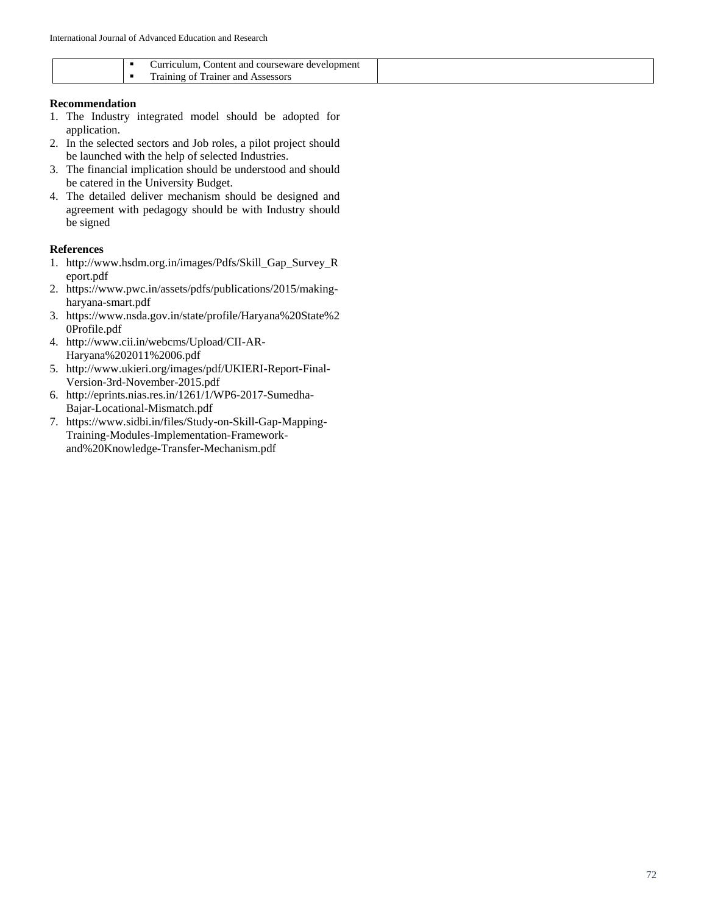| | | |
|---|---|---|
| | ▪ Curriculum, Content and courseware development<br>▪ Training of Trainer and Assessors | |

**Recommendation**

1. The Industry integrated model should be adopted for application.
2. In the selected sectors and Job roles, a pilot project should be launched with the help of selected Industries.
3. The financial implication should be understood and should be catered in the University Budget.
4. The detailed deliver mechanism should be designed and agreement with pedagogy should be with Industry should be signed

**References**

1. http://www.hsdm.org.in/images/Pdfs/Skill_Gap_Survey_Report.pdf
2. https://www.pwc.in/assets/pdfs/publications/2015/making-haryana-smart.pdf
3. https://www.nsda.gov.in/state/profile/Haryana%20State%20Profile.pdf
4. http://www.cii.in/webcms/Upload/CII-AR-Haryana%202011%2006.pdf
5. http://www.ukieri.org/images/pdf/UKIERI-Report-Final-Version-3rd-November-2015.pdf
6. http://eprints.nias.res.in/1261/1/WP6-2017-Sumedha-Bajar-Locational-Mismatch.pdf
7. https://www.sidbi.in/files/Study-on-Skill-Gap-Mapping-Training-Modules-Implementation-Framework-and%20Knowledge-Transfer-Mechanism.pdf